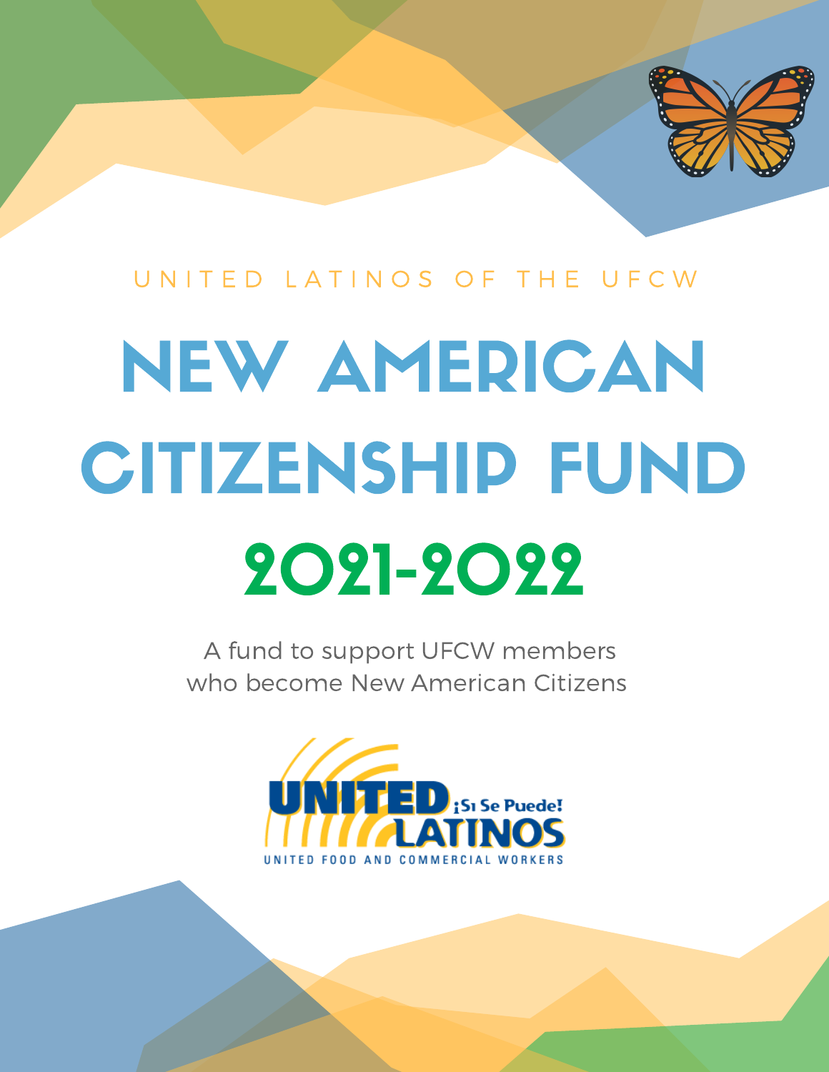UNITED LATINOS OF THE UFCW

# NEW AMERICAN CITIZENSHIP FUND

## 2021-2022

A fund to support UFCW members who become New American Citizens

UNITED ¡Sí Se Puede! LATINOS

UNITED FOOD AND COMMERCIAL WORKERS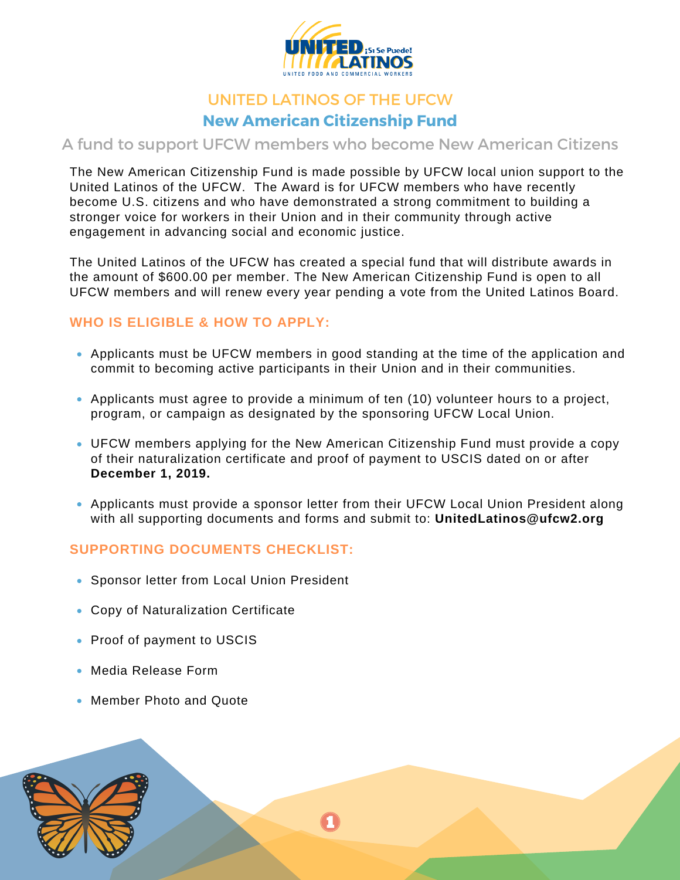# UNITED LATINOS OF THE UFCW

## New American Citizenship Fund

### A fund to support UFCW members who become New American Citizens

The New American Citizenship Fund is made possible by UFCW local union support to the United Latinos of the UFCW. The Award is for UFCW members who have recently become U.S. citizens and who have demonstrated a strong commitment to building a stronger voice for workers in their Union and in their community through active engagement in advancing social and economic justice.

The United Latinos of the UFCW has created a special fund that will distribute awards in the amount of $600.00 per member. The New American Citizenship Fund is open to all UFCW members and will renew every year pending a vote from the United Latinos Board.

### WHO IS ELIGIBLE & HOW TO APPLY:

- Applicants must be UFCW members in good standing at the time of the application and commit to becoming active participants in their Union and in their communities.
- Applicants must agree to provide a minimum of ten (10) volunteer hours to a project, program, or campaign as designated by the sponsoring UFCW Local Union.
- UFCW members applying for the New American Citizenship Fund must provide a copy of their naturalization certificate and proof of payment to USCIS dated on or after **December 1, 2019.**
- Applicants must provide a sponsor letter from their UFCW Local Union President along with all supporting documents and forms and submit to: **UnitedLatinos@ufcw2.org**

### SUPPORTING DOCUMENTS CHECKLIST:

- Sponsor letter from Local Union President
- Copy of Naturalization Certificate
- Proof of payment to USCIS
- Media Release Form
- Member Photo and Quote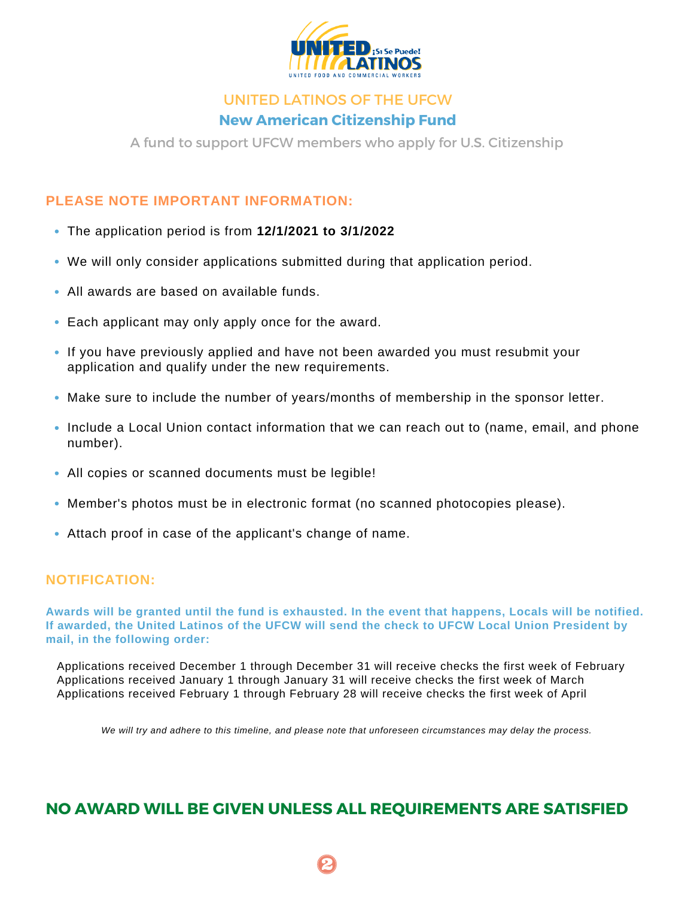# UNITED LATINOS OF THE UFCW

## New American Citizenship Fund

A fund to support UFCW members who apply for U.S. Citizenship

### PLEASE NOTE IMPORTANT INFORMATION:

- The application period is from **12/1/2021 to 3/1/2022**
- We will only consider applications submitted during that application period.
- All awards are based on available funds.
- Each applicant may only apply once for the award.
- If you have previously applied and have not been awarded you must resubmit your application and qualify under the new requirements.
- Make sure to include the number of years/months of membership in the sponsor letter.
- Include a Local Union contact information that we can reach out to (name, email, and phone number).
- All copies or scanned documents must be legible!
- Member's photos must be in electronic format (no scanned photocopies please).
- Attach proof in case of the applicant's change of name.

### NOTIFICATION:

**Awards will be granted until the fund is exhausted. In the event that happens, Locals will be notified. If awarded, the United Latinos of the UFCW will send the check to UFCW Local Union President by mail, in the following order:**

Applications received December 1 through December 31 will receive checks the first week of February
Applications received January 1 through January 31 will receive checks the first week of March
Applications received February 1 through February 28 will receive checks the first week of April

*We will try and adhere to this timeline, and please note that unforeseen circumstances may delay the process.*

## NO AWARD WILL BE GIVEN UNLESS ALL REQUIREMENTS ARE SATISFIED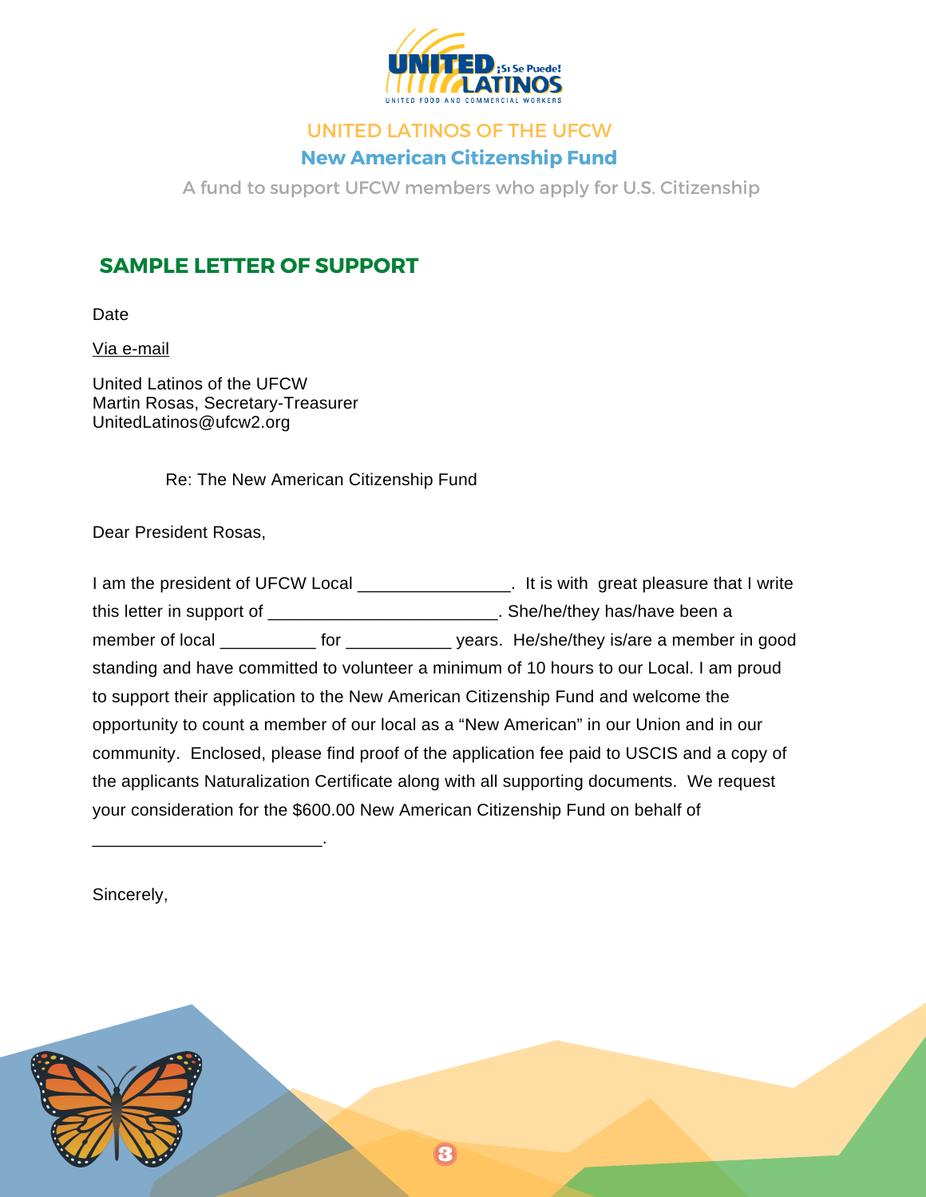UNITED LATINOS OF THE UFCW

**New American Citizenship Fund**

A fund to support UFCW members who apply for U.S. Citizenship

## SAMPLE LETTER OF SUPPORT

Date

Via e-mail

United Latinos of the UFCW
Martin Rosas, Secretary-Treasurer
UnitedLatinos@ufcw2.org

Re: The New American Citizenship Fund

Dear President Rosas,

I am the president of UFCW Local ________________. It is with great pleasure that I write this letter in support of ________________________. She/he/they has/have been a member of local __________ for ___________ years. He/she/they is/are a member in good standing and have committed to volunteer a minimum of 10 hours to our Local. I am proud to support their application to the New American Citizenship Fund and welcome the opportunity to count a member of our local as a "New American" in our Union and in our community. Enclosed, please find proof of the application fee paid to USCIS and a copy of the applicants Naturalization Certificate along with all supporting documents. We request your consideration for the $600.00 New American Citizenship Fund on behalf of

________________________.

Sincerely,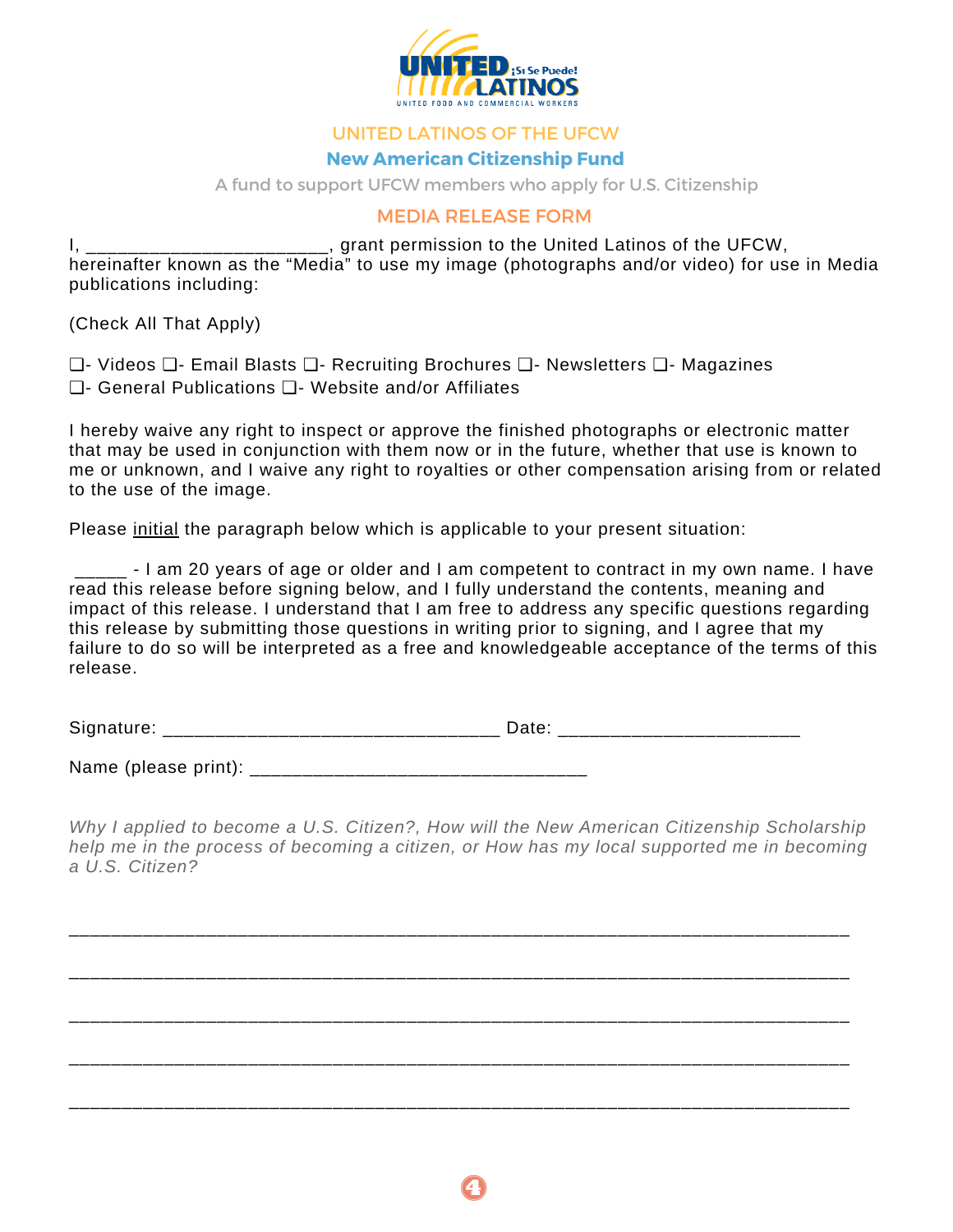UNITED LATINOS OF THE UFCW

## New American Citizenship Fund

A fund to support UFCW members who apply for U.S. Citizenship

## MEDIA RELEASE FORM

I, ______________________, grant permission to the United Latinos of the UFCW, hereinafter known as the "Media" to use my image (photographs and/or video) for use in Media publications including:

(Check All That Apply)

❑- Videos ❑- Email Blasts ❑- Recruiting Brochures ❑- Newsletters ❑- Magazines
❑- General Publications ❑- Website and/or Affiliates

I hereby waive any right to inspect or approve the finished photographs or electronic matter that may be used in conjunction with them now or in the future, whether that use is known to me or unknown, and I waive any right to royalties or other compensation arising from or related to the use of the image.

Please <u>initial</u> the paragraph below which is applicable to your present situation:

_____ - I am 20 years of age or older and I am competent to contract in my own name. I have read this release before signing below, and I fully understand the contents, meaning and impact of this release. I understand that I am free to address any specific questions regarding this release by submitting those questions in writing prior to signing, and I agree that my failure to do so will be interpreted as a free and knowledgeable acceptance of the terms of this release.

Signature: ______________________________ Date: ______________________

Name (please print): ______________________________

*Why I applied to become a U.S. Citizen?, How will the New American Citizenship Scholarship help me in the process of becoming a citizen, or How has my local supported me in becoming a U.S. Citizen?*

______________________________________________________________________

______________________________________________________________________

______________________________________________________________________

______________________________________________________________________

______________________________________________________________________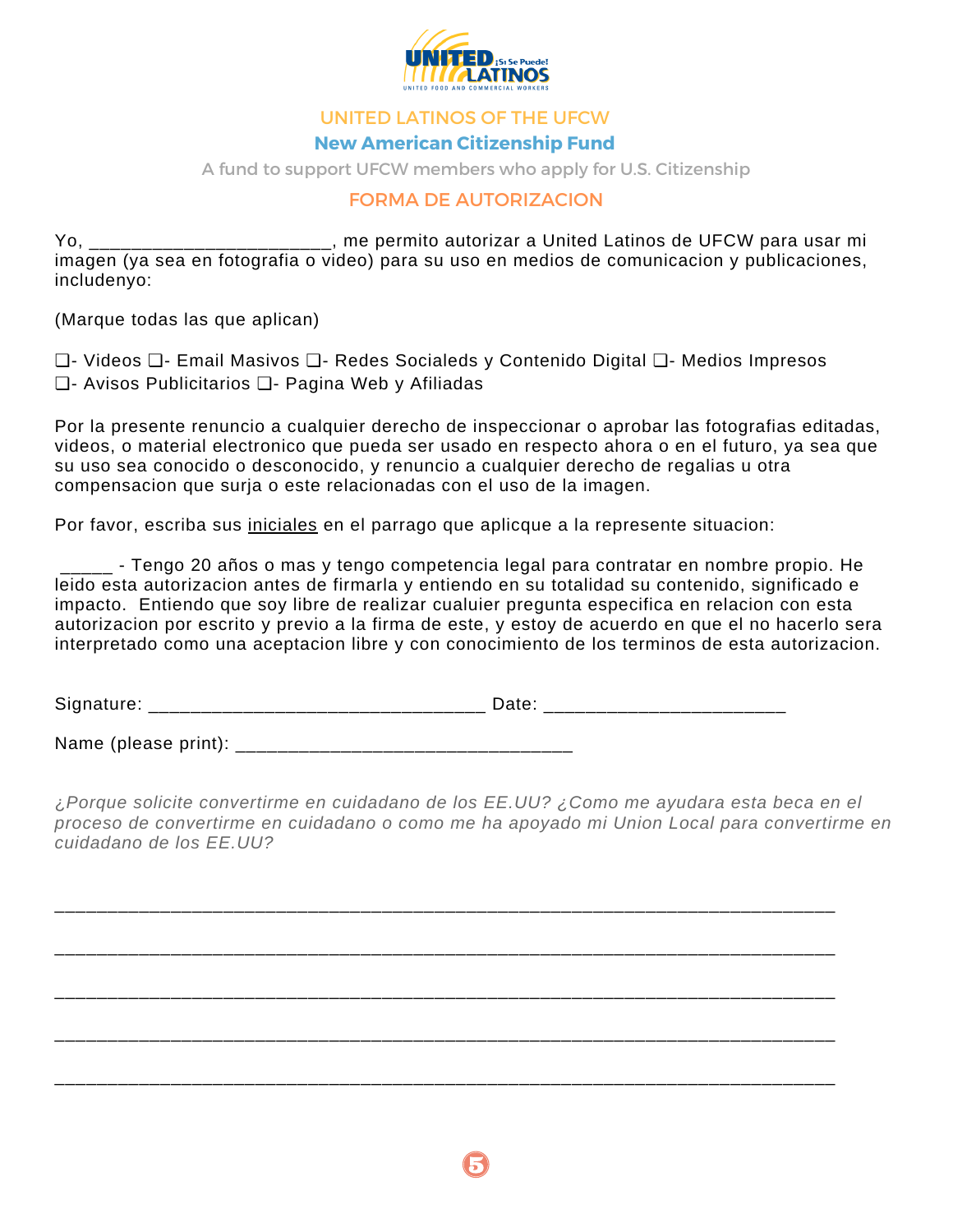UNITED LATINOS OF THE UFCW

**New American Citizenship Fund**

A fund to support UFCW members who apply for U.S. Citizenship

## FORMA DE AUTORIZACION

Yo, _______________________, me permito autorizar a United Latinos de UFCW para usar mi imagen (ya sea en fotografia o video) para su uso en medios de comunicacion y publicaciones, includenyo:

(Marque todas las que aplican)

❑- Videos ❑- Email Masivos ❑- Redes Socialeds y Contenido Digital ❑- Medios Impresos
❑- Avisos Publicitarios ❑- Pagina Web y Afiliadas

Por la presente renuncio a cualquier derecho de inspeccionar o aprobar las fotografias editadas, videos, o material electronico que pueda ser usado en respecto ahora o en el futuro, ya sea que su uso sea conocido o desconocido, y renuncio a cualquier derecho de regalias u otra compensacion que surja o este relacionadas con el uso de la imagen.

Por favor, escriba sus <u>iniciales</u> en el parrago que aplicque a la represente situacion:

_____ - Tengo 20 años o mas y tengo competencia legal para contratar en nombre propio. He leido esta autorizacion antes de firmarla y entiendo en su totalidad su contenido, significado e impacto. Entiendo que soy libre de realizar cualuier pregunta especifica en relacion con esta autorizacion por escrito y previo a la firma de este, y estoy de acuerdo en que el no hacerlo sera interpretado como una aceptacion libre y con conocimiento de los terminos de esta autorizacion.

Signature: ________________________________ Date: _______________________

Name (please print): ________________________________

*¿Porque solicite convertirme en cuidadano de los EE.UU? ¿Como me ayudara esta beca en el proceso de convertirme en cuidadano o como me ha apoyado mi Union Local para convertirme en cuidadano de los EE.UU?*

___________________________________________________________________________

___________________________________________________________________________

___________________________________________________________________________

___________________________________________________________________________

___________________________________________________________________________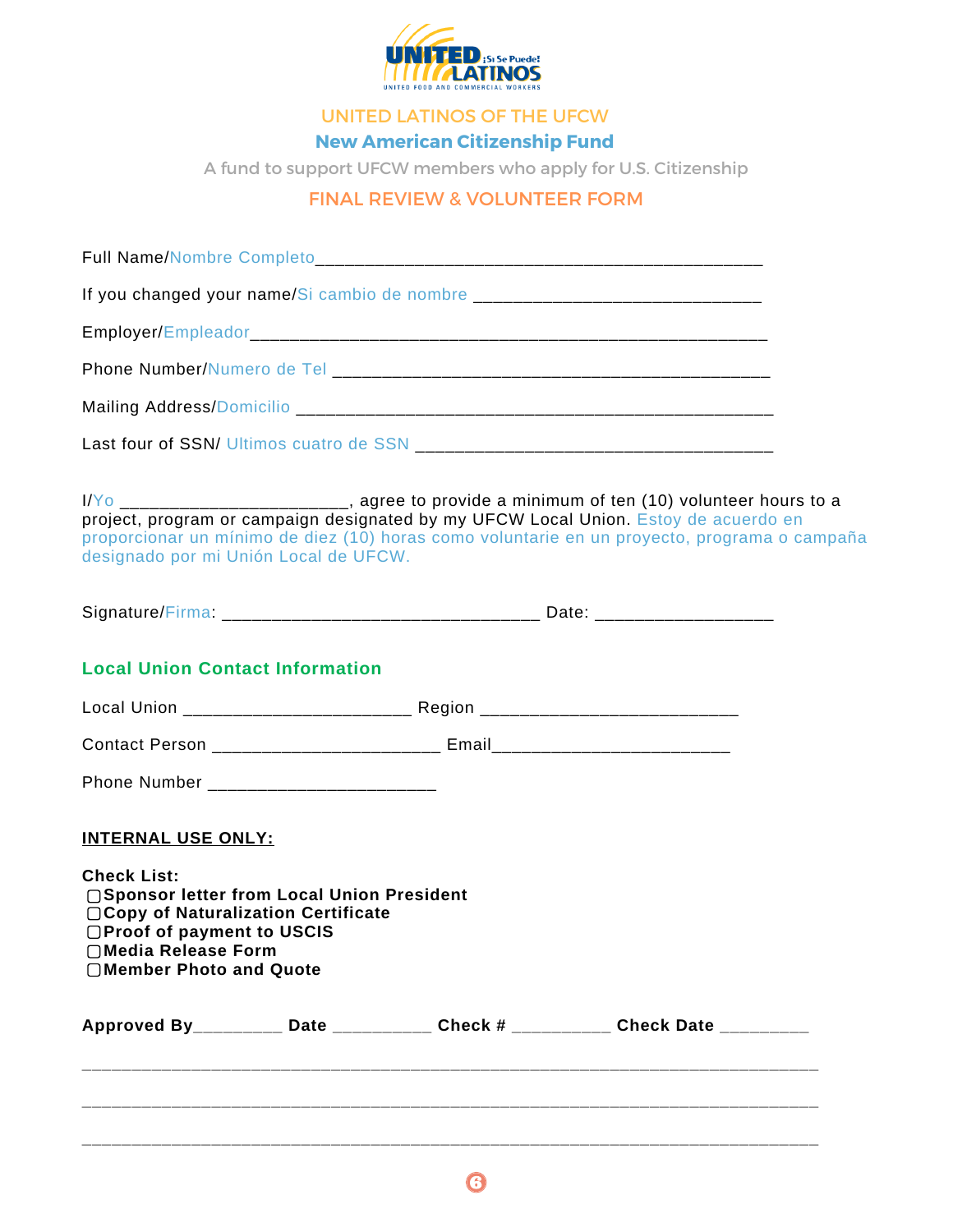UNITED LATINOS OF THE UFCW

## New American Citizenship Fund

A fund to support UFCW members who apply for U.S. Citizenship

## FINAL REVIEW & VOLUNTEER FORM

Full Name/Nombre Completo_______________________________________________

If you changed your name/Si cambio de nombre ______________________________

Employer/Empleador_________________________________________________

Phone Number/Numero de Tel _______________________________________________

Mailing Address/Domicilio ___________________________________________________

Last four of SSN/ Ultimos cuatro de SSN ___________________________________

I/Yo _______________________, agree to provide a minimum of ten (10) volunteer hours to a project, program or campaign designated by my UFCW Local Union. Estoy de acuerdo en proporcionar un mínimo de diez (10) horas como voluntarie en un proyecto, programa o campaña designado por mi Unión Local de UFCW.

Signature/Firma: _________________________________ Date: __________________

### Local Union Contact Information

Local Union _______________________ Region __________________________

Contact Person _______________________ Email________________________

Phone Number _______________________

**INTERNAL USE ONLY:**

**Check List:**

- ▢ **Sponsor letter from Local Union President**
- ▢ **Copy of Naturalization Certificate**
- ▢ **Proof of payment to USCIS**
- ▢ **Media Release Form**
- ▢ **Member Photo and Quote**

**Approved By**_________ **Date** __________ **Check #** __________ **Check Date** _________

___________________________________________________________________________

___________________________________________________________________________

___________________________________________________________________________